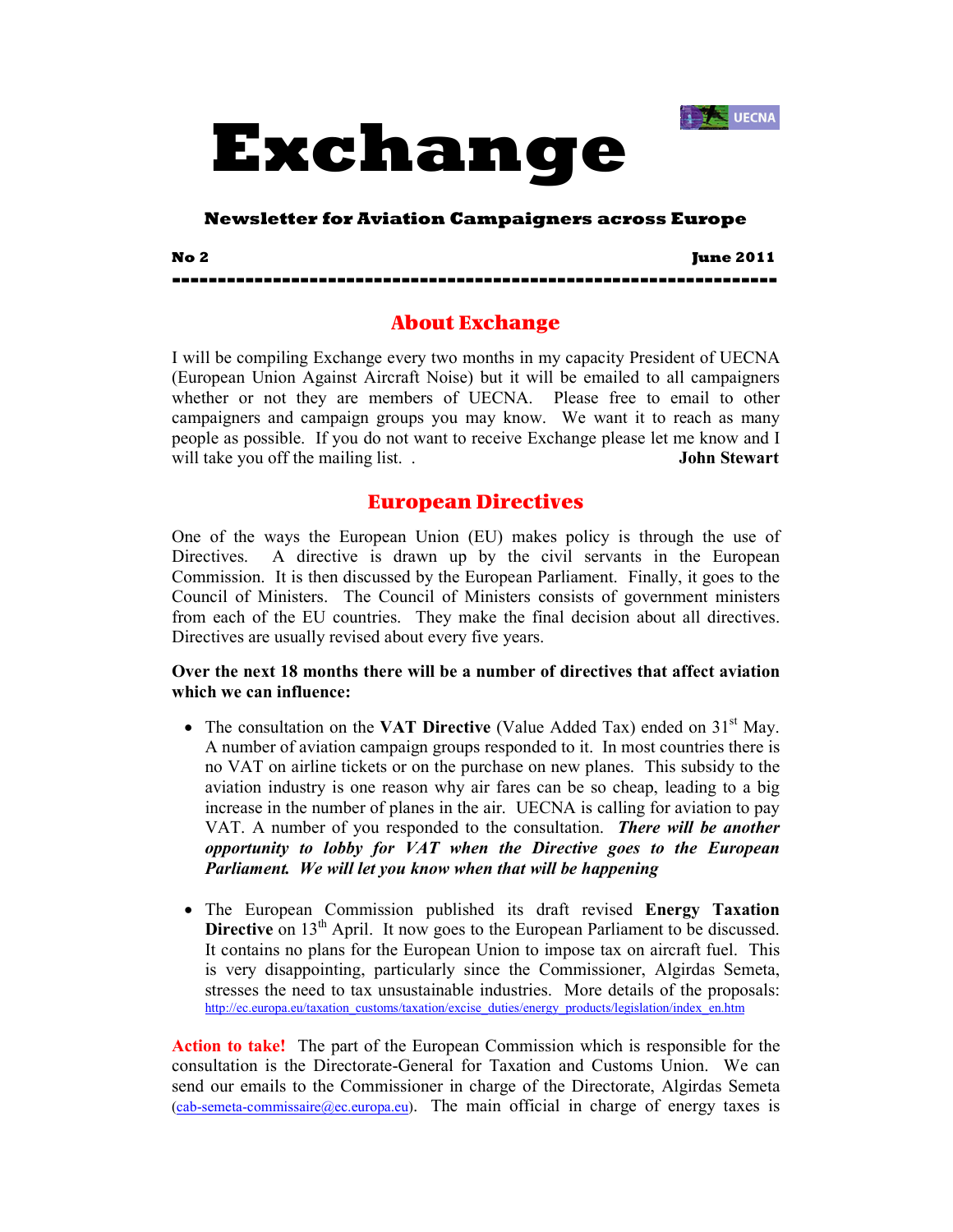UECNA

# Exchange

**Newsletter for Aviation Campaigners across Europe**

**No 2** **June 2011**

---

## About Exchange

I will be compiling Exchange every two months in my capacity President of UECNA (European Union Against Aircraft Noise) but it will be emailed to all campaigners whether or not they are members of UECNA. Please free to email to other campaigners and campaign groups you may know. We want it to reach as many people as possible. If you do not want to receive Exchange please let me know and I will take you off the mailing list. . **John Stewart**

## European Directives

One of the ways the European Union (EU) makes policy is through the use of Directives. A directive is drawn up by the civil servants in the European Commission. It is then discussed by the European Parliament. Finally, it goes to the Council of Ministers. The Council of Ministers consists of government ministers from each of the EU countries. They make the final decision about all directives. Directives are usually revised about every five years.

**Over the next 18 months there will be a number of directives that affect aviation which we can influence:**

- The consultation on the **VAT Directive** (Value Added Tax) ended on 31st May. A number of aviation campaign groups responded to it. In most countries there is no VAT on airline tickets or on the purchase on new planes. This subsidy to the aviation industry is one reason why air fares can be so cheap, leading to a big increase in the number of planes in the air. UECNA is calling for aviation to pay VAT. A number of you responded to the consultation. ***There will be another opportunity to lobby for VAT when the Directive goes to the European Parliament. We will let you know when that will be happening***

- The European Commission published its draft revised **Energy Taxation Directive** on 13th April. It now goes to the European Parliament to be discussed. It contains no plans for the European Union to impose tax on aircraft fuel. This is very disappointing, particularly since the Commissioner, Algirdas Semeta, stresses the need to tax unsustainable industries. More details of the proposals: http://ec.europa.eu/taxation_customs/taxation/excise_duties/energy_products/legislation/index_en.htm

**Action to take!** The part of the European Commission which is responsible for the consultation is the Directorate-General for Taxation and Customs Union. We can send our emails to the Commissioner in charge of the Directorate, Algirdas Semeta (cab-semeta-commissaire@ec.europa.eu). The main official in charge of energy taxes is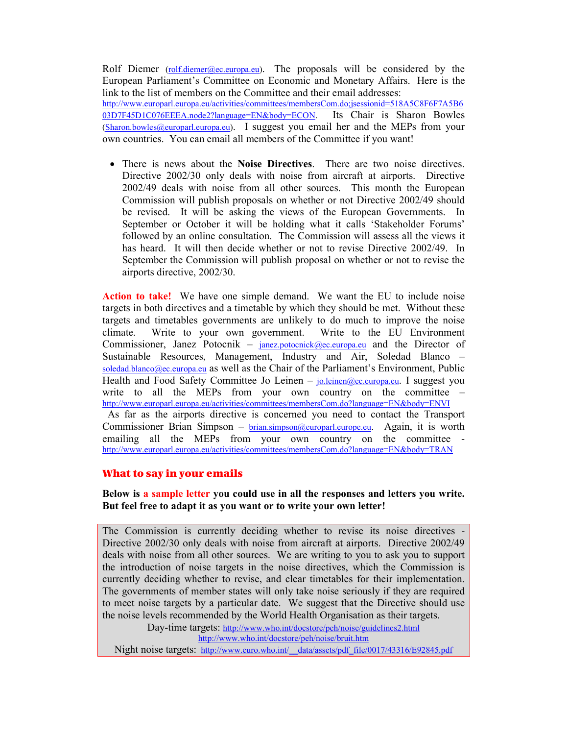Rolf Diemer (rolf.diemer@ec.europa.eu). The proposals will be considered by the European Parliament's Committee on Economic and Monetary Affairs. Here is the link to the list of members on the Committee and their email addresses: http://www.europarl.europa.eu/activities/committees/membersCom.do;jsessionid=518A5C8F6F7A5B603D7F45D1C076EEEA.node2?language=EN&body=ECON. Its Chair is Sharon Bowles (Sharon.bowles@europarl.europa.eu). I suggest you email her and the MEPs from your own countries. You can email all members of the Committee if you want!

- There is news about the **Noise Directives**. There are two noise directives. Directive 2002/30 only deals with noise from aircraft at airports. Directive 2002/49 deals with noise from all other sources. This month the European Commission will publish proposals on whether or not Directive 2002/49 should be revised. It will be asking the views of the European Governments. In September or October it will be holding what it calls 'Stakeholder Forums' followed by an online consultation. The Commission will assess all the views it has heard. It will then decide whether or not to revise Directive 2002/49. In September the Commission will publish proposal on whether or not to revise the airports directive, 2002/30.

**Action to take!** We have one simple demand. We want the EU to include noise targets in both directives and a timetable by which they should be met. Without these targets and timetables governments are unlikely to do much to improve the noise climate. Write to your own government. Write to the EU Environment Commissioner, Janez Potocnik – janez.potocnick@ec.europa.eu and the Director of Sustainable Resources, Management, Industry and Air, Soledad Blanco – soledad.blanco@ec.europa.eu as well as the Chair of the Parliament's Environment, Public Health and Food Safety Committee Jo Leinen – jo.leinen@ec.europa.eu. I suggest you write to all the MEPs from your own country on the committee – http://www.europarl.europa.eu/activities/committees/membersCom.do?language=EN&body=ENVI
As far as the airports directive is concerned you need to contact the Transport Commissioner Brian Simpson – brian.simpson@europarl.europe.eu. Again, it is worth emailing all the MEPs from your own country on the committee - http://www.europarl.europa.eu/activities/committees/membersCom.do?language=EN&body=TRAN

## What to say in your emails

**Below is a sample letter you could use in all the responses and letters you write. But feel free to adapt it as you want or to write your own letter!**

> The Commission is currently deciding whether to revise its noise directives - Directive 2002/30 only deals with noise from aircraft at airports. Directive 2002/49 deals with noise from all other sources. We are writing to you to ask you to support the introduction of noise targets in the noise directives, which the Commission is currently deciding whether to revise, and clear timetables for their implementation. The governments of member states will only take noise seriously if they are required to meet noise targets by a particular date. We suggest that the Directive should use the noise levels recommended by the World Health Organisation as their targets.
>
> Day-time targets: http://www.who.int/docstore/peh/noise/guidelines2.html
> http://www.who.int/docstore/peh/noise/bruit.htm
>
> Night noise targets: http://www.euro.who.int/__data/assets/pdf_file/0017/43316/E92845.pdf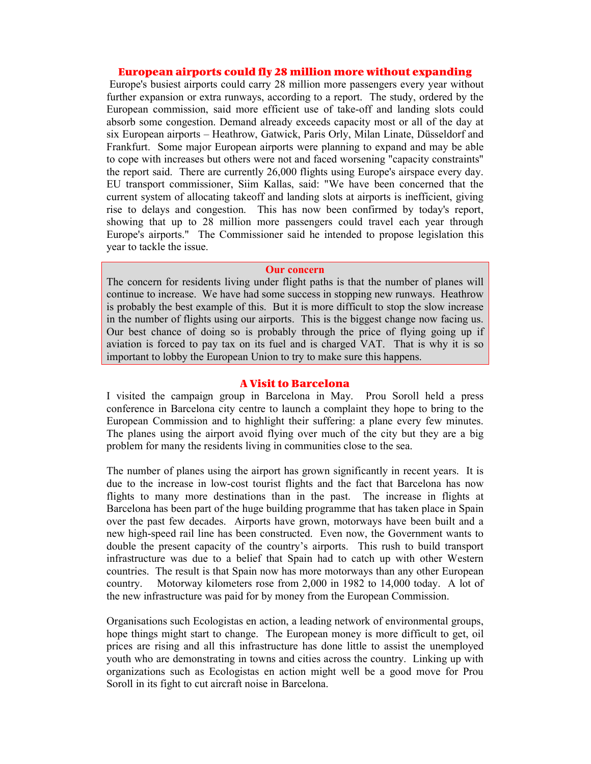## European airports could fly 28 million more without expanding

Europe's busiest airports could carry 28 million more passengers every year without further expansion or extra runways, according to a report. The study, ordered by the European commission, said more efficient use of take-off and landing slots could absorb some congestion. Demand already exceeds capacity most or all of the day at six European airports – Heathrow, Gatwick, Paris Orly, Milan Linate, Düsseldorf and Frankfurt. Some major European airports were planning to expand and may be able to cope with increases but others were not and faced worsening "capacity constraints" the report said. There are currently 26,000 flights using Europe's airspace every day. EU transport commissioner, Siim Kallas, said: "We have been concerned that the current system of allocating takeoff and landing slots at airports is inefficient, giving rise to delays and congestion. This has now been confirmed by today's report, showing that up to 28 million more passengers could travel each year through Europe's airports." The Commissioner said he intended to propose legislation this year to tackle the issue.

### Our concern

The concern for residents living under flight paths is that the number of planes will continue to increase. We have had some success in stopping new runways. Heathrow is probably the best example of this. But it is more difficult to stop the slow increase in the number of flights using our airports. This is the biggest change now facing us. Our best chance of doing so is probably through the price of flying going up if aviation is forced to pay tax on its fuel and is charged VAT. That is why it is so important to lobby the European Union to try to make sure this happens.

## A Visit to Barcelona

I visited the campaign group in Barcelona in May. Prou Soroll held a press conference in Barcelona city centre to launch a complaint they hope to bring to the European Commission and to highlight their suffering: a plane every few minutes. The planes using the airport avoid flying over much of the city but they are a big problem for many the residents living in communities close to the sea.

The number of planes using the airport has grown significantly in recent years. It is due to the increase in low-cost tourist flights and the fact that Barcelona has now flights to many more destinations than in the past. The increase in flights at Barcelona has been part of the huge building programme that has taken place in Spain over the past few decades. Airports have grown, motorways have been built and a new high-speed rail line has been constructed. Even now, the Government wants to double the present capacity of the country's airports. This rush to build transport infrastructure was due to a belief that Spain had to catch up with other Western countries. The result is that Spain now has more motorways than any other European country. Motorway kilometers rose from 2,000 in 1982 to 14,000 today. A lot of the new infrastructure was paid for by money from the European Commission.

Organisations such Ecologistas en action, a leading network of environmental groups, hope things might start to change. The European money is more difficult to get, oil prices are rising and all this infrastructure has done little to assist the unemployed youth who are demonstrating in towns and cities across the country. Linking up with organizations such as Ecologistas en action might well be a good move for Prou Soroll in its fight to cut aircraft noise in Barcelona.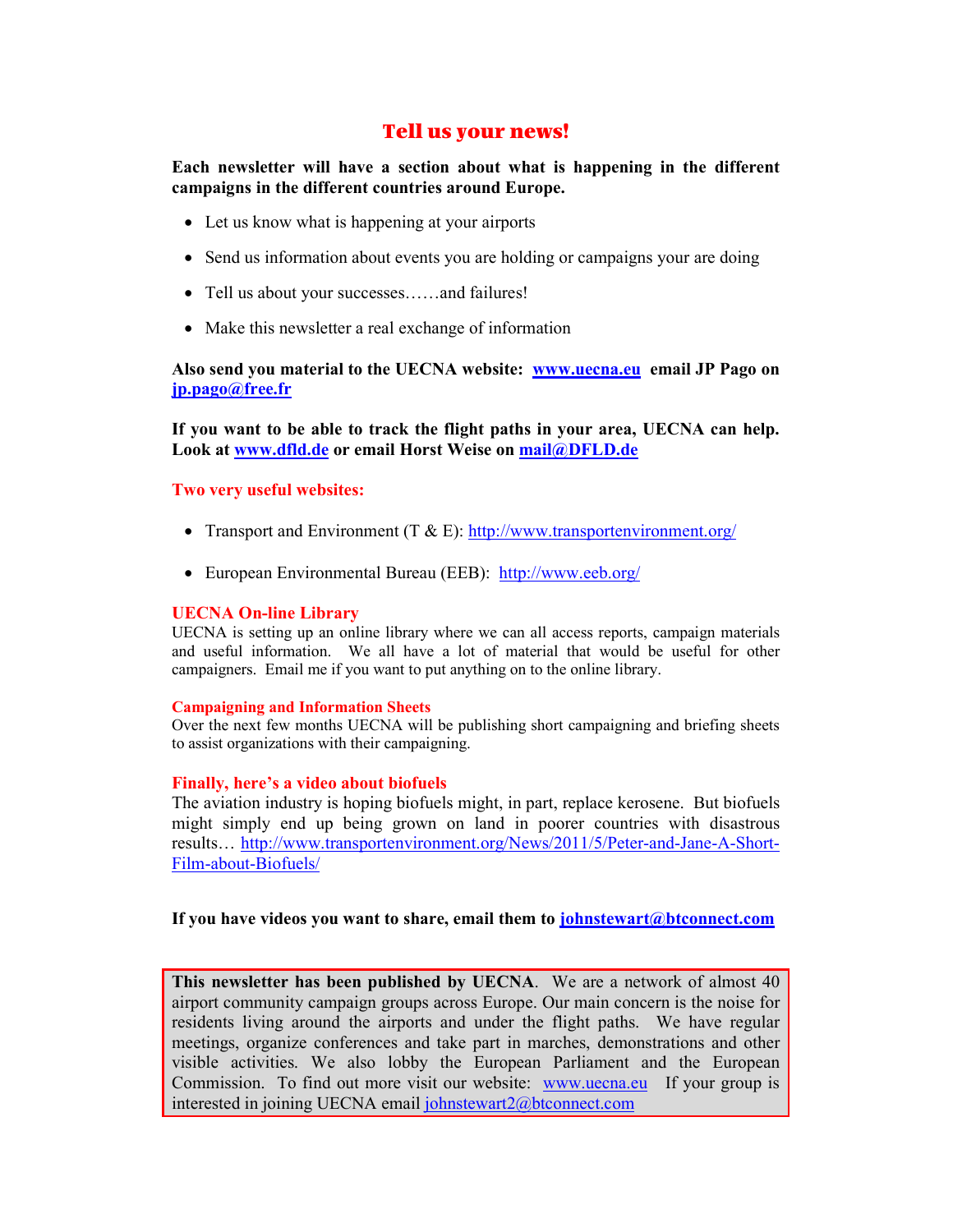# Tell us your news!

**Each newsletter will have a section about what is happening in the different campaigns in the different countries around Europe.**

- Let us know what is happening at your airports
- Send us information about events you are holding or campaigns your are doing
- Tell us about your successes……and failures!
- Make this newsletter a real exchange of information

**Also send you material to the UECNA website: www.uecna.eu email JP Pago on jp.pago@free.fr**

**If you want to be able to track the flight paths in your area, UECNA can help. Look at www.dfld.de or email Horst Weise on mail@DFLD.de**

**Two very useful websites:**

- Transport and Environment (T & E): http://www.transportenvironment.org/
- European Environmental Bureau (EEB): http://www.eeb.org/

**UECNA On-line Library**

UECNA is setting up an online library where we can all access reports, campaign materials and useful information. We all have a lot of material that would be useful for other campaigners. Email me if you want to put anything on to the online library.

**Campaigning and Information Sheets**

Over the next few months UECNA will be publishing short campaigning and briefing sheets to assist organizations with their campaigning.

**Finally, here's a video about biofuels**

The aviation industry is hoping biofuels might, in part, replace kerosene. But biofuels might simply end up being grown on land in poorer countries with disastrous results… http://www.transportenvironment.org/News/2011/5/Peter-and-Jane-A-Short-Film-about-Biofuels/

**If you have videos you want to share, email them to johnstewart@btconnect.com**

**This newsletter has been published by UECNA**. We are a network of almost 40 airport community campaign groups across Europe. Our main concern is the noise for residents living around the airports and under the flight paths. We have regular meetings, organize conferences and take part in marches, demonstrations and other visible activities. We also lobby the European Parliament and the European Commission. To find out more visit our website: www.uecna.eu If your group is interested in joining UECNA email johnstewart2@btconnect.com